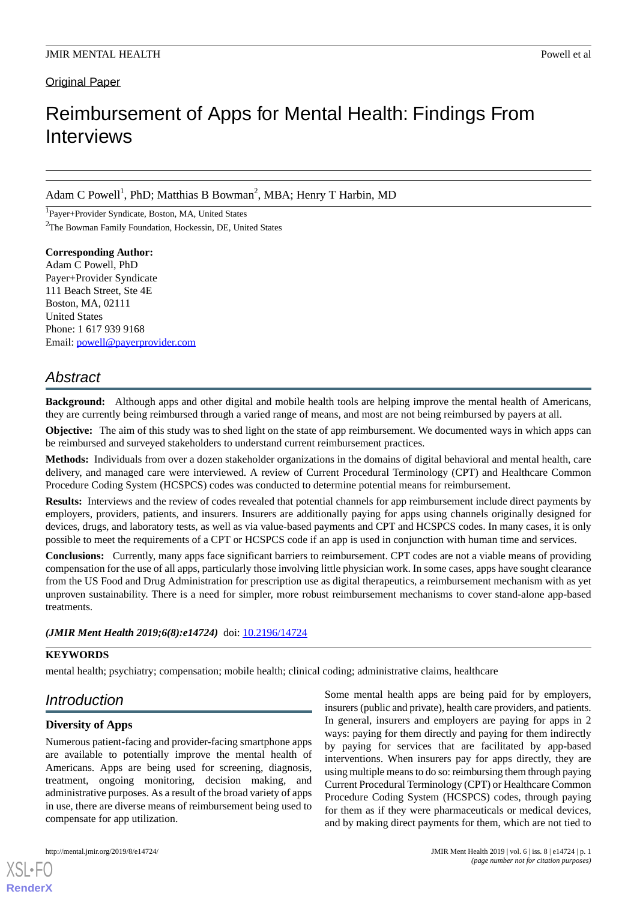Original Paper

# Reimbursement of Apps for Mental Health: Findings From Interviews

Adam C Powell[1], PhD; Matthias B Bowman[2], MBA; Henry T Harbin, MD

[1]Payer+Provider Syndicate, Boston, MA, United States

[2]The Bowman Family Foundation, Hockessin, DE, United States

**Corresponding Author:**
Adam C Powell, PhD
Payer+Provider Syndicate
111 Beach Street, Ste 4E
Boston, MA, 02111
United States
Phone: 1 617 939 9168
Email: powell@payerprovider.com

## Abstract

**Background:** Although apps and other digital and mobile health tools are helping improve the mental health of Americans, they are currently being reimbursed through a varied range of means, and most are not being reimbursed by payers at all.

**Objective:** The aim of this study was to shed light on the state of app reimbursement. We documented ways in which apps can be reimbursed and surveyed stakeholders to understand current reimbursement practices.

**Methods:** Individuals from over a dozen stakeholder organizations in the domains of digital behavioral and mental health, care delivery, and managed care were interviewed. A review of Current Procedural Terminology (CPT) and Healthcare Common Procedure Coding System (HCSPCS) codes was conducted to determine potential means for reimbursement.

**Results:** Interviews and the review of codes revealed that potential channels for app reimbursement include direct payments by employers, providers, patients, and insurers. Insurers are additionally paying for apps using channels originally designed for devices, drugs, and laboratory tests, as well as via value-based payments and CPT and HCSPCS codes. In many cases, it is only possible to meet the requirements of a CPT or HCSPCS code if an app is used in conjunction with human time and services.

**Conclusions:** Currently, many apps face significant barriers to reimbursement. CPT codes are not a viable means of providing compensation for the use of all apps, particularly those involving little physician work. In some cases, apps have sought clearance from the US Food and Drug Administration for prescription use as digital therapeutics, a reimbursement mechanism with as yet unproven sustainability. There is a need for simpler, more robust reimbursement mechanisms to cover stand-alone app-based treatments.

***(JMIR Ment Health 2019;6(8):e14724)*** doi: 10.2196/14724

**KEYWORDS**

mental health; psychiatry; compensation; mobile health; clinical coding; administrative claims, healthcare

## Introduction

### Diversity of Apps

Numerous patient-facing and provider-facing smartphone apps are available to potentially improve the mental health of Americans. Apps are being used for screening, diagnosis, treatment, ongoing monitoring, decision making, and administrative purposes. As a result of the broad variety of apps in use, there are diverse means of reimbursement being used to compensate for app utilization.

Some mental health apps are being paid for by employers, insurers (public and private), health care providers, and patients. In general, insurers and employers are paying for apps in 2 ways: paying for them directly and paying for them indirectly by paying for services that are facilitated by app-based interventions. When insurers pay for apps directly, they are using multiple means to do so: reimbursing them through paying Current Procedural Terminology (CPT) or Healthcare Common Procedure Coding System (HCSPCS) codes, through paying for them as if they were pharmaceuticals or medical devices, and by making direct payments for them, which are not tied to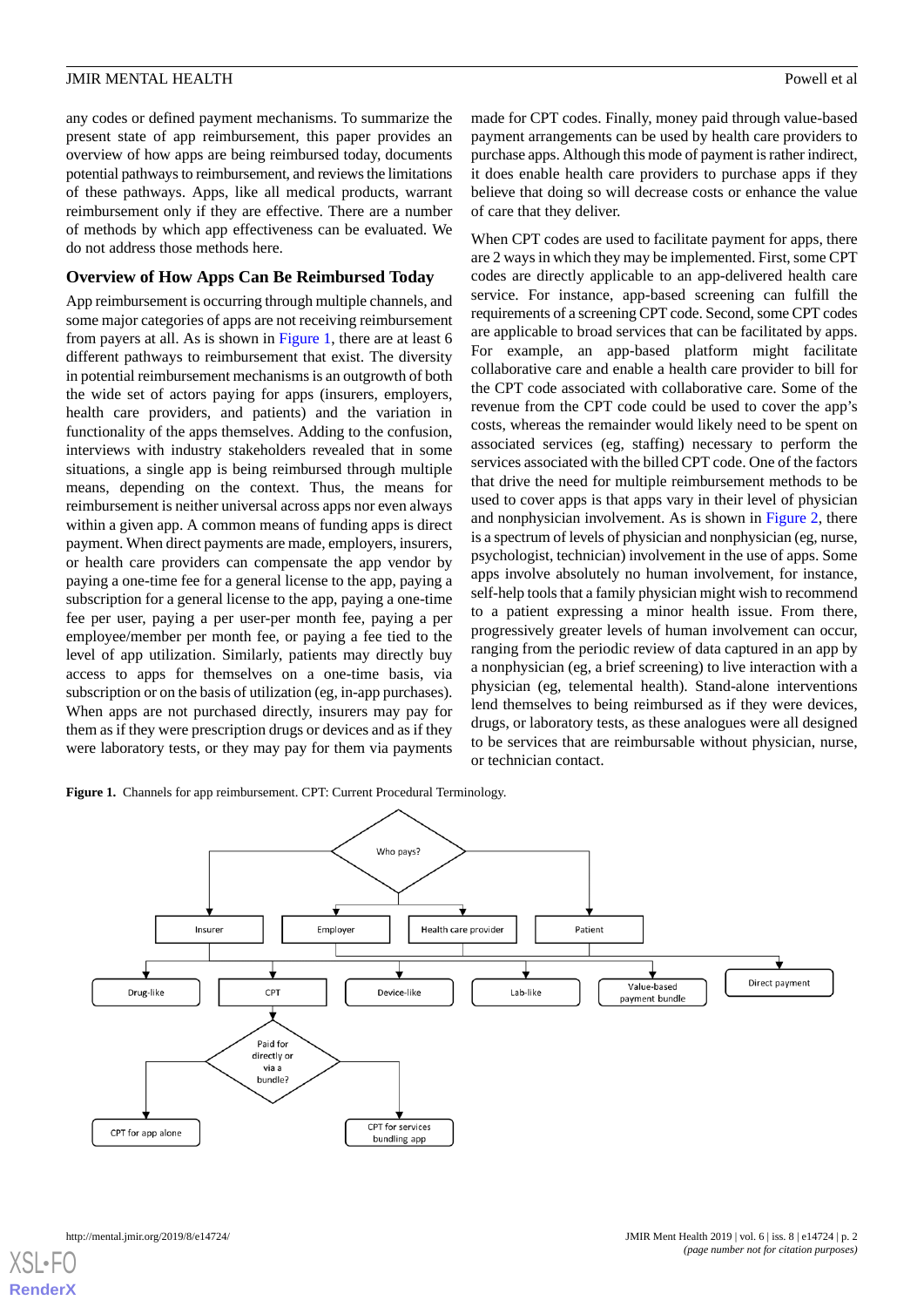any codes or defined payment mechanisms. To summarize the present state of app reimbursement, this paper provides an overview of how apps are being reimbursed today, documents potential pathways to reimbursement, and reviews the limitations of these pathways. Apps, like all medical products, warrant reimbursement only if they are effective. There are a number of methods by which app effectiveness can be evaluated. We do not address those methods here.

## Overview of How Apps Can Be Reimbursed Today

App reimbursement is occurring through multiple channels, and some major categories of apps are not receiving reimbursement from payers at all. As is shown in Figure 1, there are at least 6 different pathways to reimbursement that exist. The diversity in potential reimbursement mechanisms is an outgrowth of both the wide set of actors paying for apps (insurers, employers, health care providers, and patients) and the variation in functionality of the apps themselves. Adding to the confusion, interviews with industry stakeholders revealed that in some situations, a single app is being reimbursed through multiple means, depending on the context. Thus, the means for reimbursement is neither universal across apps nor even always within a given app. A common means of funding apps is direct payment. When direct payments are made, employers, insurers, or health care providers can compensate the app vendor by paying a one-time fee for a general license to the app, paying a subscription for a general license to the app, paying a one-time fee per user, paying a per user-per month fee, paying a per employee/member per month fee, or paying a fee tied to the level of app utilization. Similarly, patients may directly buy access to apps for themselves on a one-time basis, via subscription or on the basis of utilization (eg, in-app purchases). When apps are not purchased directly, insurers may pay for them as if they were prescription drugs or devices and as if they were laboratory tests, or they may pay for them via payments made for CPT codes. Finally, money paid through value-based payment arrangements can be used by health care providers to purchase apps. Although this mode of payment is rather indirect, it does enable health care providers to purchase apps if they believe that doing so will decrease costs or enhance the value of care that they deliver.

When CPT codes are used to facilitate payment for apps, there are 2 ways in which they may be implemented. First, some CPT codes are directly applicable to an app-delivered health care service. For instance, app-based screening can fulfill the requirements of a screening CPT code. Second, some CPT codes are applicable to broad services that can be facilitated by apps. For example, an app-based platform might facilitate collaborative care and enable a health care provider to bill for the CPT code associated with collaborative care. Some of the revenue from the CPT code could be used to cover the app's costs, whereas the remainder would likely need to be spent on associated services (eg, staffing) necessary to perform the services associated with the billed CPT code. One of the factors that drive the need for multiple reimbursement methods to be used to cover apps is that apps vary in their level of physician and nonphysician involvement. As is shown in Figure 2, there is a spectrum of levels of physician and nonphysician (eg, nurse, psychologist, technician) involvement in the use of apps. Some apps involve absolutely no human involvement, for instance, self-help tools that a family physician might wish to recommend to a patient expressing a minor health issue. From there, progressively greater levels of human involvement can occur, ranging from the periodic review of data captured in an app by a nonphysician (eg, a brief screening) to live interaction with a physician (eg, telemental health). Stand-alone interventions lend themselves to being reimbursed as if they were devices, drugs, or laboratory tests, as these analogues were all designed to be services that are reimbursable without physician, nurse, or technician contact.

**Figure 1.** Channels for app reimbursement. CPT: Current Procedural Terminology.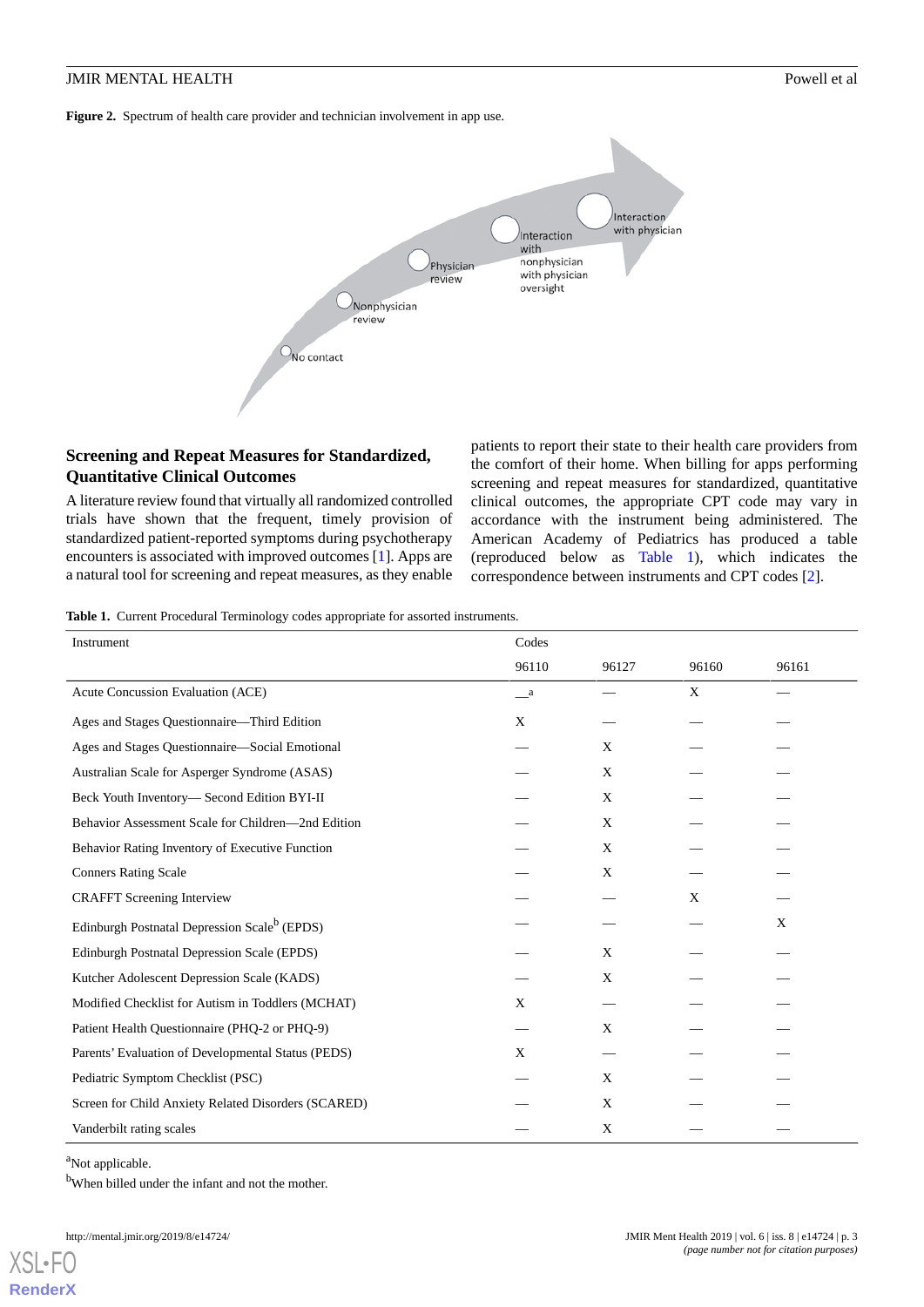**Figure 2.** Spectrum of health care provider and technician involvement in app use.

## Screening and Repeat Measures for Standardized, Quantitative Clinical Outcomes

A literature review found that virtually all randomized controlled trials have shown that the frequent, timely provision of standardized patient-reported symptoms during psychotherapy encounters is associated with improved outcomes [1]. Apps are a natural tool for screening and repeat measures, as they enable patients to report their state to their health care providers from the comfort of their home. When billing for apps performing screening and repeat measures for standardized, quantitative clinical outcomes, the appropriate CPT code may vary in accordance with the instrument being administered. The American Academy of Pediatrics has produced a table (reproduced below as Table 1), which indicates the correspondence between instruments and CPT codes [2].

**Table 1.** Current Procedural Terminology codes appropriate for assorted instruments.

| Instrument | Codes | | | |
|---|---|---|---|---|
| | 96110 | 96127 | 96160 | 96161 |
| Acute Concussion Evaluation (ACE) | —[a] | — | X | — |
| Ages and Stages Questionnaire—Third Edition | X | — | — | — |
| Ages and Stages Questionnaire—Social Emotional | — | X | — | — |
| Australian Scale for Asperger Syndrome (ASAS) | — | X | — | — |
| Beck Youth Inventory— Second Edition BYI-II | — | X | — | — |
| Behavior Assessment Scale for Children—2nd Edition | — | X | — | — |
| Behavior Rating Inventory of Executive Function | — | X | — | — |
| Conners Rating Scale | — | X | — | — |
| CRAFFT Screening Interview | — | — | X | — |
| Edinburgh Postnatal Depression Scale[b] (EPDS) | — | — | — | X |
| Edinburgh Postnatal Depression Scale (EPDS) | — | X | — | — |
| Kutcher Adolescent Depression Scale (KADS) | — | X | — | — |
| Modified Checklist for Autism in Toddlers (MCHAT) | X | — | — | — |
| Patient Health Questionnaire (PHQ-2 or PHQ-9) | — | X | — | — |
| Parents' Evaluation of Developmental Status (PEDS) | X | — | — | — |
| Pediatric Symptom Checklist (PSC) | — | X | — | — |
| Screen for Child Anxiety Related Disorders (SCARED) | — | X | — | — |
| Vanderbilt rating scales | — | X | — | — |

[a]Not applicable.

[b]When billed under the infant and not the mother.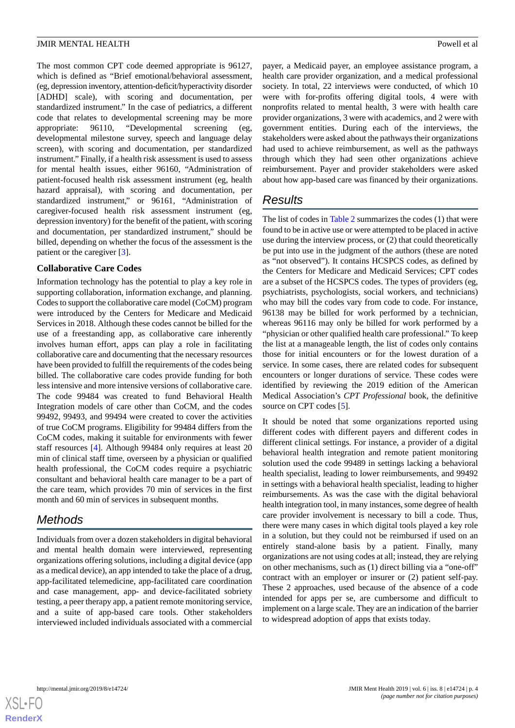The most common CPT code deemed appropriate is 96127, which is defined as "Brief emotional/behavioral assessment, (eg, depression inventory, attention-deficit/hyperactivity disorder [ADHD] scale), with scoring and documentation, per standardized instrument." In the case of pediatrics, a different code that relates to developmental screening may be more appropriate: 96110, "Developmental screening (eg, developmental milestone survey, speech and language delay screen), with scoring and documentation, per standardized instrument." Finally, if a health risk assessment is used to assess for mental health issues, either 96160, "Administration of patient-focused health risk assessment instrument (eg, health hazard appraisal), with scoring and documentation, per standardized instrument," or 96161, "Administration of caregiver-focused health risk assessment instrument (eg, depression inventory) for the benefit of the patient, with scoring and documentation, per standardized instrument," should be billed, depending on whether the focus of the assessment is the patient or the caregiver [3].

### Collaborative Care Codes

Information technology has the potential to play a key role in supporting collaboration, information exchange, and planning. Codes to support the collaborative care model (CoCM) program were introduced by the Centers for Medicare and Medicaid Services in 2018. Although these codes cannot be billed for the use of a freestanding app, as collaborative care inherently involves human effort, apps can play a role in facilitating collaborative care and documenting that the necessary resources have been provided to fulfill the requirements of the codes being billed. The collaborative care codes provide funding for both less intensive and more intensive versions of collaborative care. The code 99484 was created to fund Behavioral Health Integration models of care other than CoCM, and the codes 99492, 99493, and 99494 were created to cover the activities of true CoCM programs. Eligibility for 99484 differs from the CoCM codes, making it suitable for environments with fewer staff resources [4]. Although 99484 only requires at least 20 min of clinical staff time, overseen by a physician or qualified health professional, the CoCM codes require a psychiatric consultant and behavioral health care manager to be a part of the care team, which provides 70 min of services in the first month and 60 min of services in subsequent months.

## Methods

Individuals from over a dozen stakeholders in digital behavioral and mental health domain were interviewed, representing organizations offering solutions, including a digital device (app as a medical device), an app intended to take the place of a drug, app-facilitated telemedicine, app-facilitated care coordination and case management, app- and device-facilitated sobriety testing, a peer therapy app, a patient remote monitoring service, and a suite of app-based care tools. Other stakeholders interviewed included individuals associated with a commercial payer, a Medicaid payer, an employee assistance program, a health care provider organization, and a medical professional society. In total, 22 interviews were conducted, of which 10 were with for-profits offering digital tools, 4 were with nonprofits related to mental health, 3 were with health care provider organizations, 3 were with academics, and 2 were with government entities. During each of the interviews, the stakeholders were asked about the pathways their organizations had used to achieve reimbursement, as well as the pathways through which they had seen other organizations achieve reimbursement. Payer and provider stakeholders were asked about how app-based care was financed by their organizations.

## Results

The list of codes in Table 2 summarizes the codes (1) that were found to be in active use or were attempted to be placed in active use during the interview process, or (2) that could theoretically be put into use in the judgment of the authors (these are noted as "not observed"). It contains HCSPCS codes, as defined by the Centers for Medicare and Medicaid Services; CPT codes are a subset of the HCSPCS codes. The types of providers (eg, psychiatrists, psychologists, social workers, and technicians) who may bill the codes vary from code to code. For instance, 96138 may be billed for work performed by a technician, whereas 96116 may only be billed for work performed by a "physician or other qualified health care professional." To keep the list at a manageable length, the list of codes only contains those for initial encounters or for the lowest duration of a service. In some cases, there are related codes for subsequent encounters or longer durations of service. These codes were identified by reviewing the 2019 edition of the American Medical Association's *CPT Professional* book, the definitive source on CPT codes [5].

It should be noted that some organizations reported using different codes with different payers and different codes in different clinical settings. For instance, a provider of a digital behavioral health integration and remote patient monitoring solution used the code 99489 in settings lacking a behavioral health specialist, leading to lower reimbursements, and 99492 in settings with a behavioral health specialist, leading to higher reimbursements. As was the case with the digital behavioral health integration tool, in many instances, some degree of health care provider involvement is necessary to bill a code. Thus, there were many cases in which digital tools played a key role in a solution, but they could not be reimbursed if used on an entirely stand-alone basis by a patient. Finally, many organizations are not using codes at all; instead, they are relying on other mechanisms, such as (1) direct billing via a "one-off" contract with an employer or insurer or (2) patient self-pay. These 2 approaches, used because of the absence of a code intended for apps per se, are cumbersome and difficult to implement on a large scale. They are an indication of the barrier to widespread adoption of apps that exists today.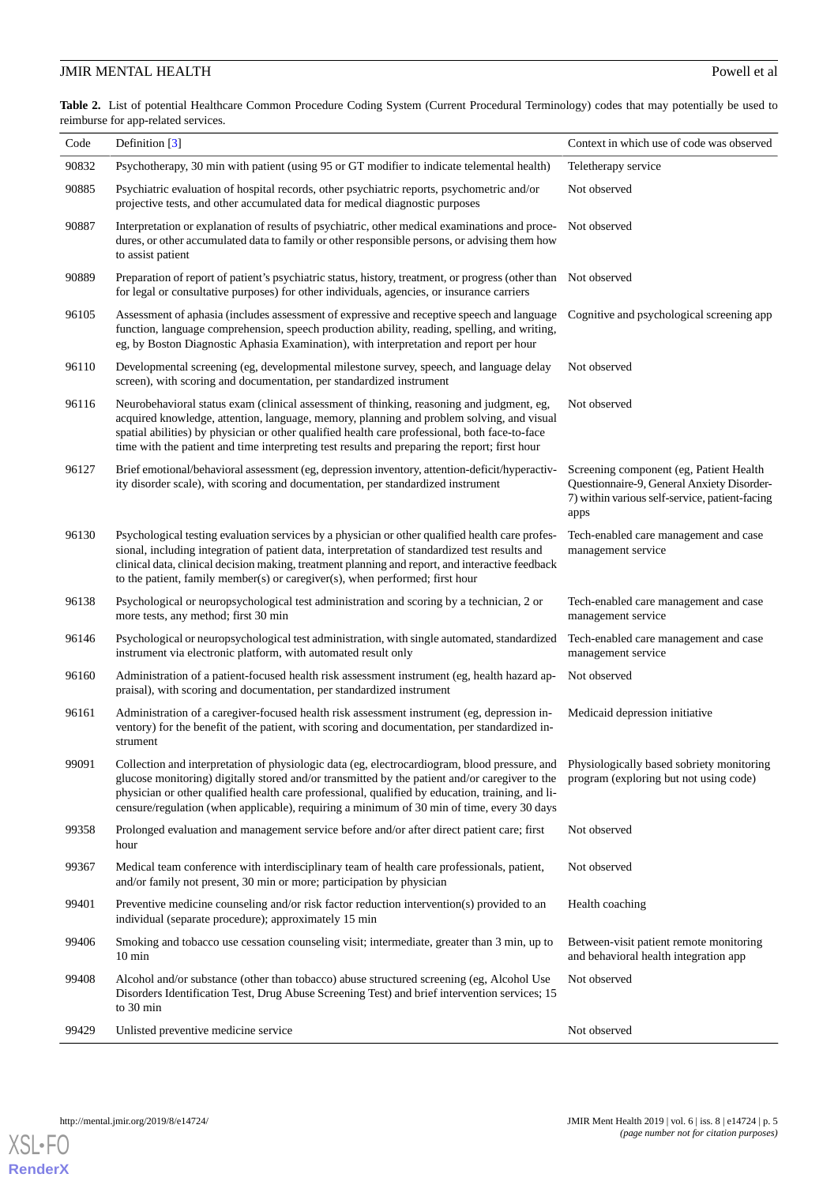**Table 2.** List of potential Healthcare Common Procedure Coding System (Current Procedural Terminology) codes that may potentially be used to reimburse for app-related services.

| Code | Definition [3] | Context in which use of code was observed |
|---|---|---|
| 90832 | Psychotherapy, 30 min with patient (using 95 or GT modifier to indicate telemental health) | Teletherapy service |
| 90885 | Psychiatric evaluation of hospital records, other psychiatric reports, psychometric and/or projective tests, and other accumulated data for medical diagnostic purposes | Not observed |
| 90887 | Interpretation or explanation of results of psychiatric, other medical examinations and procedures, or other accumulated data to family or other responsible persons, or advising them how to assist patient | Not observed |
| 90889 | Preparation of report of patient's psychiatric status, history, treatment, or progress (other than for legal or consultative purposes) for other individuals, agencies, or insurance carriers | Not observed |
| 96105 | Assessment of aphasia (includes assessment of expressive and receptive speech and language function, language comprehension, speech production ability, reading, spelling, and writing, eg, by Boston Diagnostic Aphasia Examination), with interpretation and report per hour | Cognitive and psychological screening app |
| 96110 | Developmental screening (eg, developmental milestone survey, speech, and language delay screen), with scoring and documentation, per standardized instrument | Not observed |
| 96116 | Neurobehavioral status exam (clinical assessment of thinking, reasoning and judgment, eg, acquired knowledge, attention, language, memory, planning and problem solving, and visual spatial abilities) by physician or other qualified health care professional, both face-to-face time with the patient and time interpreting test results and preparing the report; first hour | Not observed |
| 96127 | Brief emotional/behavioral assessment (eg, depression inventory, attention-deficit/hyperactivity disorder scale), with scoring and documentation, per standardized instrument | Screening component (eg, Patient Health Questionnaire-9, General Anxiety Disorder-7) within various self-service, patient-facing apps |
| 96130 | Psychological testing evaluation services by a physician or other qualified health care professional, including integration of patient data, interpretation of standardized test results and clinical data, clinical decision making, treatment planning and report, and interactive feedback to the patient, family member(s) or caregiver(s), when performed; first hour | Tech-enabled care management and case management service |
| 96138 | Psychological or neuropsychological test administration and scoring by a technician, 2 or more tests, any method; first 30 min | Tech-enabled care management and case management service |
| 96146 | Psychological or neuropsychological test administration, with single automated, standardized instrument via electronic platform, with automated result only | Tech-enabled care management and case management service |
| 96160 | Administration of a patient-focused health risk assessment instrument (eg, health hazard appraisal), with scoring and documentation, per standardized instrument | Not observed |
| 96161 | Administration of a caregiver-focused health risk assessment instrument (eg, depression inventory) for the benefit of the patient, with scoring and documentation, per standardized instrument | Medicaid depression initiative |
| 99091 | Collection and interpretation of physiologic data (eg, electrocardiogram, blood pressure, and glucose monitoring) digitally stored and/or transmitted by the patient and/or caregiver to the physician or other qualified health care professional, qualified by education, training, and licensure/regulation (when applicable), requiring a minimum of 30 min of time, every 30 days | Physiologically based sobriety monitoring program (exploring but not using code) |
| 99358 | Prolonged evaluation and management service before and/or after direct patient care; first hour | Not observed |
| 99367 | Medical team conference with interdisciplinary team of health care professionals, patient, and/or family not present, 30 min or more; participation by physician | Not observed |
| 99401 | Preventive medicine counseling and/or risk factor reduction intervention(s) provided to an individual (separate procedure); approximately 15 min | Health coaching |
| 99406 | Smoking and tobacco use cessation counseling visit; intermediate, greater than 3 min, up to 10 min | Between-visit patient remote monitoring and behavioral health integration app |
| 99408 | Alcohol and/or substance (other than tobacco) abuse structured screening (eg, Alcohol Use Disorders Identification Test, Drug Abuse Screening Test) and brief intervention services; 15 to 30 min | Not observed |
| 99429 | Unlisted preventive medicine service | Not observed |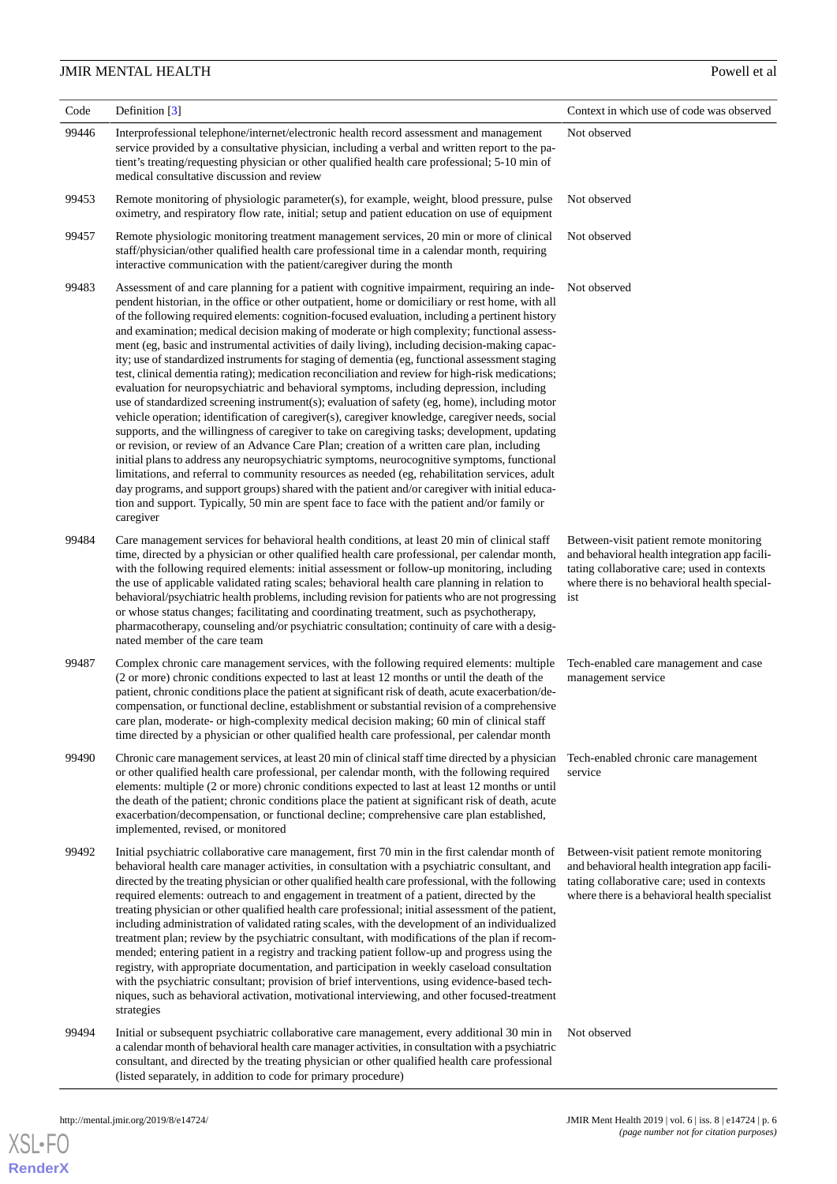| Code | Definition [3] | Context in which use of code was observed |
|---|---|---|
| 99446 | Interprofessional telephone/internet/electronic health record assessment and management service provided by a consultative physician, including a verbal and written report to the patient's treating/requesting physician or other qualified health care professional; 5-10 min of medical consultative discussion and review | Not observed |
| 99453 | Remote monitoring of physiologic parameter(s), for example, weight, blood pressure, pulse oximetry, and respiratory flow rate, initial; setup and patient education on use of equipment | Not observed |
| 99457 | Remote physiologic monitoring treatment management services, 20 min or more of clinical staff/physician/other qualified health care professional time in a calendar month, requiring interactive communication with the patient/caregiver during the month | Not observed |
| 99483 | Assessment of and care planning for a patient with cognitive impairment, requiring an independent historian, in the office or other outpatient, home or domiciliary or rest home, with all of the following required elements: cognition-focused evaluation, including a pertinent history and examination; medical decision making of moderate or high complexity; functional assessment (eg, basic and instrumental activities of daily living), including decision-making capacity; use of standardized instruments for staging of dementia (eg, functional assessment staging test, clinical dementia rating); medication reconciliation and review for high-risk medications; evaluation for neuropsychiatric and behavioral symptoms, including depression, including use of standardized screening instrument(s); evaluation of safety (eg, home), including motor vehicle operation; identification of caregiver(s), caregiver knowledge, caregiver needs, social supports, and the willingness of caregiver to take on caregiving tasks; development, updating or revision, or review of an Advance Care Plan; creation of a written care plan, including initial plans to address any neuropsychiatric symptoms, neurocognitive symptoms, functional limitations, and referral to community resources as needed (eg, rehabilitation services, adult day programs, and support groups) shared with the patient and/or caregiver with initial education and support. Typically, 50 min are spent face to face with the patient and/or family or caregiver | Not observed |
| 99484 | Care management services for behavioral health conditions, at least 20 min of clinical staff time, directed by a physician or other qualified health care professional, per calendar month, with the following required elements: initial assessment or follow-up monitoring, including the use of applicable validated rating scales; behavioral health care planning in relation to behavioral/psychiatric health problems, including revision for patients who are not progressing or whose status changes; facilitating and coordinating treatment, such as psychotherapy, pharmacotherapy, counseling and/or psychiatric consultation; continuity of care with a designated member of the care team | Between-visit patient remote monitoring and behavioral health integration app facilitating collaborative care; used in contexts where there is no behavioral health specialist |
| 99487 | Complex chronic care management services, with the following required elements: multiple (2 or more) chronic conditions expected to last at least 12 months or until the death of the patient, chronic conditions place the patient at significant risk of death, acute exacerbation/decompensation, or functional decline, establishment or substantial revision of a comprehensive care plan, moderate- or high-complexity medical decision making; 60 min of clinical staff time directed by a physician or other qualified health care professional, per calendar month | Tech-enabled care management and case management service |
| 99490 | Chronic care management services, at least 20 min of clinical staff time directed by a physician or other qualified health care professional, per calendar month, with the following required elements: multiple (2 or more) chronic conditions expected to last at least 12 months or until the death of the patient; chronic conditions place the patient at significant risk of death, acute exacerbation/decompensation, or functional decline; comprehensive care plan established, implemented, revised, or monitored | Tech-enabled chronic care management service |
| 99492 | Initial psychiatric collaborative care management, first 70 min in the first calendar month of behavioral health care manager activities, in consultation with a psychiatric consultant, and directed by the treating physician or other qualified health care professional, with the following required elements: outreach to and engagement in treatment of a patient, directed by the treating physician or other qualified health care professional; initial assessment of the patient, including administration of validated rating scales, with the development of an individualized treatment plan; review by the psychiatric consultant, with modifications of the plan if recommended; entering patient in a registry and tracking patient follow-up and progress using the registry, with appropriate documentation, and participation in weekly caseload consultation with the psychiatric consultant; provision of brief interventions, using evidence-based techniques, such as behavioral activation, motivational interviewing, and other focused-treatment strategies | Between-visit patient remote monitoring and behavioral health integration app facilitating collaborative care; used in contexts where there is a behavioral health specialist |
| 99494 | Initial or subsequent psychiatric collaborative care management, every additional 30 min in a calendar month of behavioral health care manager activities, in consultation with a psychiatric consultant, and directed by the treating physician or other qualified health care professional (listed separately, in addition to code for primary procedure) | Not observed |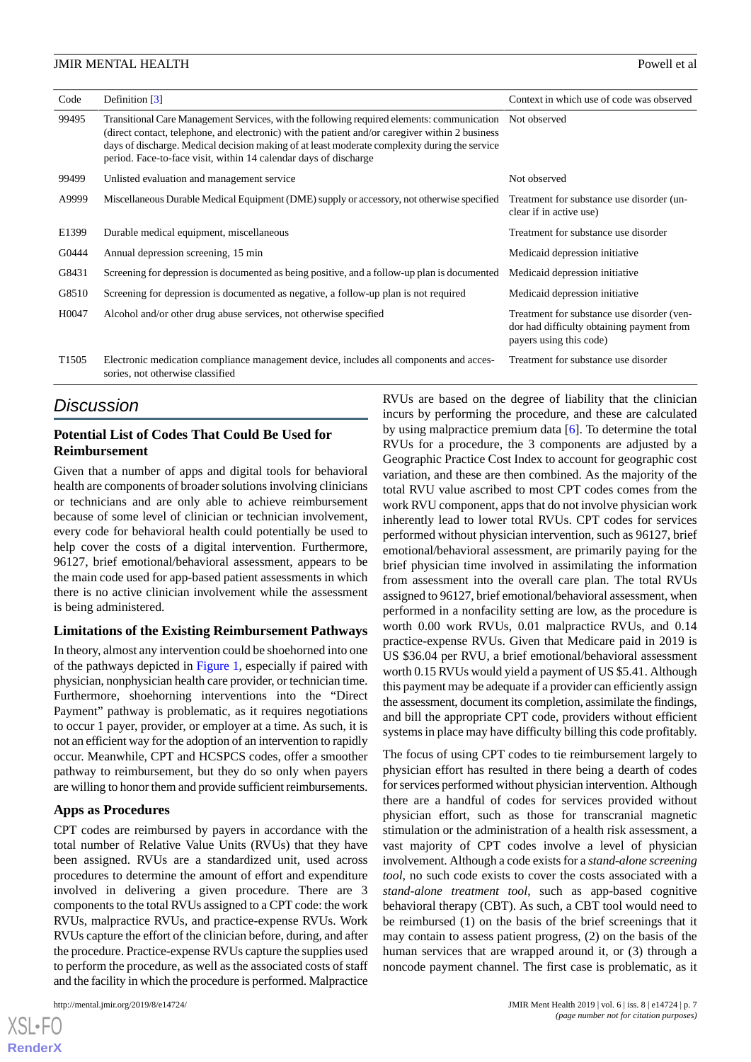| Code | Definition [3] | Context in which use of code was observed |
|---|---|---|
| 99495 | Transitional Care Management Services, with the following required elements: communication (direct contact, telephone, and electronic) with the patient and/or caregiver within 2 business days of discharge. Medical decision making of at least moderate complexity during the service period. Face-to-face visit, within 14 calendar days of discharge | Not observed |
| 99499 | Unlisted evaluation and management service | Not observed |
| A9999 | Miscellaneous Durable Medical Equipment (DME) supply or accessory, not otherwise specified | Treatment for substance use disorder (unclear if in active use) |
| E1399 | Durable medical equipment, miscellaneous | Treatment for substance use disorder |
| G0444 | Annual depression screening, 15 min | Medicaid depression initiative |
| G8431 | Screening for depression is documented as being positive, and a follow-up plan is documented | Medicaid depression initiative |
| G8510 | Screening for depression is documented as negative, a follow-up plan is not required | Medicaid depression initiative |
| H0047 | Alcohol and/or other drug abuse services, not otherwise specified | Treatment for substance use disorder (vendor had difficulty obtaining payment from payers using this code) |
| T1505 | Electronic medication compliance management device, includes all components and accessories, not otherwise classified | Treatment for substance use disorder |

## Discussion

### Potential List of Codes That Could Be Used for Reimbursement

Given that a number of apps and digital tools for behavioral health are components of broader solutions involving clinicians or technicians and are only able to achieve reimbursement because of some level of clinician or technician involvement, every code for behavioral health could potentially be used to help cover the costs of a digital intervention. Furthermore, 96127, brief emotional/behavioral assessment, appears to be the main code used for app-based patient assessments in which there is no active clinician involvement while the assessment is being administered.

### Limitations of the Existing Reimbursement Pathways

In theory, almost any intervention could be shoehorned into one of the pathways depicted in Figure 1, especially if paired with physician, nonphysician health care provider, or technician time. Furthermore, shoehorning interventions into the "Direct Payment" pathway is problematic, as it requires negotiations to occur 1 payer, provider, or employer at a time. As such, it is not an efficient way for the adoption of an intervention to rapidly occur. Meanwhile, CPT and HCSPCS codes, offer a smoother pathway to reimbursement, but they do so only when payers are willing to honor them and provide sufficient reimbursements.

### Apps as Procedures

CPT codes are reimbursed by payers in accordance with the total number of Relative Value Units (RVUs) that they have been assigned. RVUs are a standardized unit, used across procedures to determine the amount of effort and expenditure involved in delivering a given procedure. There are 3 components to the total RVUs assigned to a CPT code: the work RVUs, malpractice RVUs, and practice-expense RVUs. Work RVUs capture the effort of the clinician before, during, and after the procedure. Practice-expense RVUs capture the supplies used to perform the procedure, as well as the associated costs of staff and the facility in which the procedure is performed. Malpractice RVUs are based on the degree of liability that the clinician incurs by performing the procedure, and these are calculated by using malpractice premium data [6]. To determine the total RVUs for a procedure, the 3 components are adjusted by a Geographic Practice Cost Index to account for geographic cost variation, and these are then combined. As the majority of the total RVU value ascribed to most CPT codes comes from the work RVU component, apps that do not involve physician work inherently lead to lower total RVUs. CPT codes for services performed without physician intervention, such as 96127, brief emotional/behavioral assessment, are primarily paying for the brief physician time involved in assimilating the information from assessment into the overall care plan. The total RVUs assigned to 96127, brief emotional/behavioral assessment, when performed in a nonfacility setting are low, as the procedure is worth 0.00 work RVUs, 0.01 malpractice RVUs, and 0.14 practice-expense RVUs. Given that Medicare paid in 2019 is US $36.04 per RVU, a brief emotional/behavioral assessment worth 0.15 RVUs would yield a payment of US $5.41. Although this payment may be adequate if a provider can efficiently assign the assessment, document its completion, assimilate the findings, and bill the appropriate CPT code, providers without efficient systems in place may have difficulty billing this code profitably.

The focus of using CPT codes to tie reimbursement largely to physician effort has resulted in there being a dearth of codes for services performed without physician intervention. Although there are a handful of codes for services provided without physician effort, such as those for transcranial magnetic stimulation or the administration of a health risk assessment, a vast majority of CPT codes involve a level of physician involvement. Although a code exists for a *stand-alone screening tool*, no such code exists to cover the costs associated with a *stand-alone treatment tool*, such as app-based cognitive behavioral therapy (CBT). As such, a CBT tool would need to be reimbursed (1) on the basis of the brief screenings that it may contain to assess patient progress, (2) on the basis of the human services that are wrapped around it, or (3) through a noncode payment channel. The first case is problematic, as it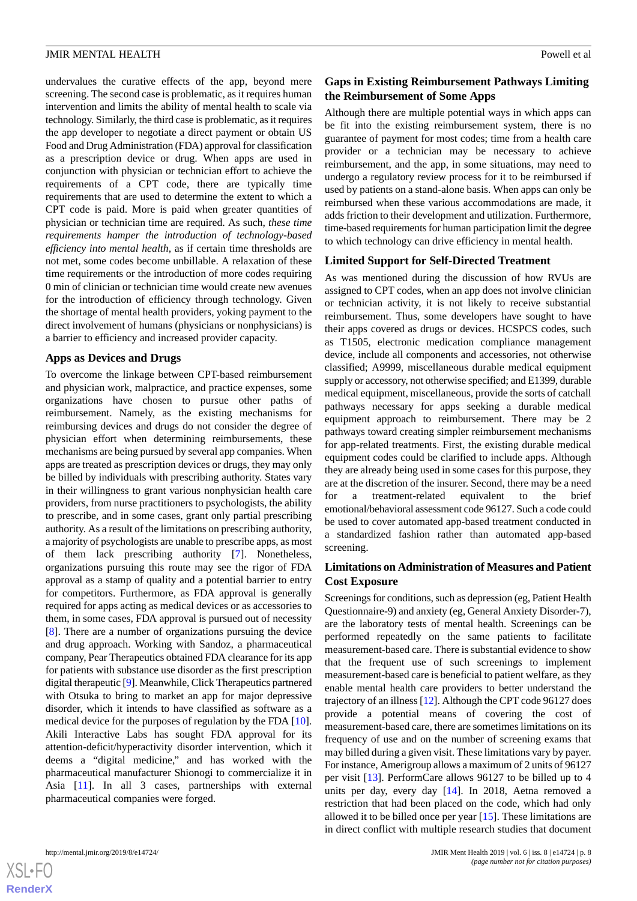undervalues the curative effects of the app, beyond mere screening. The second case is problematic, as it requires human intervention and limits the ability of mental health to scale via technology. Similarly, the third case is problematic, as it requires the app developer to negotiate a direct payment or obtain US Food and Drug Administration (FDA) approval for classification as a prescription device or drug. When apps are used in conjunction with physician or technician effort to achieve the requirements of a CPT code, there are typically time requirements that are used to determine the extent to which a CPT code is paid. More is paid when greater quantities of physician or technician time are required. As such, *these time requirements hamper the introduction of technology-based efficiency into mental health*, as if certain time thresholds are not met, some codes become unbillable. A relaxation of these time requirements or the introduction of more codes requiring 0 min of clinician or technician time would create new avenues for the introduction of efficiency through technology. Given the shortage of mental health providers, yoking payment to the direct involvement of humans (physicians or nonphysicians) is a barrier to efficiency and increased provider capacity.

### Apps as Devices and Drugs

To overcome the linkage between CPT-based reimbursement and physician work, malpractice, and practice expenses, some organizations have chosen to pursue other paths of reimbursement. Namely, as the existing mechanisms for reimbursing devices and drugs do not consider the degree of physician effort when determining reimbursements, these mechanisms are being pursued by several app companies. When apps are treated as prescription devices or drugs, they may only be billed by individuals with prescribing authority. States vary in their willingness to grant various nonphysician health care providers, from nurse practitioners to psychologists, the ability to prescribe, and in some cases, grant only partial prescribing authority. As a result of the limitations on prescribing authority, a majority of psychologists are unable to prescribe apps, as most of them lack prescribing authority [7]. Nonetheless, organizations pursuing this route may see the rigor of FDA approval as a stamp of quality and a potential barrier to entry for competitors. Furthermore, as FDA approval is generally required for apps acting as medical devices or as accessories to them, in some cases, FDA approval is pursued out of necessity [8]. There are a number of organizations pursuing the device and drug approach. Working with Sandoz, a pharmaceutical company, Pear Therapeutics obtained FDA clearance for its app for patients with substance use disorder as the first prescription digital therapeutic [9]. Meanwhile, Click Therapeutics partnered with Otsuka to bring to market an app for major depressive disorder, which it intends to have classified as software as a medical device for the purposes of regulation by the FDA [10]. Akili Interactive Labs has sought FDA approval for its attention-deficit/hyperactivity disorder intervention, which it deems a "digital medicine," and has worked with the pharmaceutical manufacturer Shionogi to commercialize it in Asia [11]. In all 3 cases, partnerships with external pharmaceutical companies were forged.

### Gaps in Existing Reimbursement Pathways Limiting the Reimbursement of Some Apps

Although there are multiple potential ways in which apps can be fit into the existing reimbursement system, there is no guarantee of payment for most codes; time from a health care provider or a technician may be necessary to achieve reimbursement, and the app, in some situations, may need to undergo a regulatory review process for it to be reimbursed if used by patients on a stand-alone basis. When apps can only be reimbursed when these various accommodations are made, it adds friction to their development and utilization. Furthermore, time-based requirements for human participation limit the degree to which technology can drive efficiency in mental health.

### Limited Support for Self-Directed Treatment

As was mentioned during the discussion of how RVUs are assigned to CPT codes, when an app does not involve clinician or technician activity, it is not likely to receive substantial reimbursement. Thus, some developers have sought to have their apps covered as drugs or devices. HCSPCS codes, such as T1505, electronic medication compliance management device, include all components and accessories, not otherwise classified; A9999, miscellaneous durable medical equipment supply or accessory, not otherwise specified; and E1399, durable medical equipment, miscellaneous, provide the sorts of catchall pathways necessary for apps seeking a durable medical equipment approach to reimbursement. There may be 2 pathways toward creating simpler reimbursement mechanisms for app-related treatments. First, the existing durable medical equipment codes could be clarified to include apps. Although they are already being used in some cases for this purpose, they are at the discretion of the insurer. Second, there may be a need for a treatment-related equivalent to the brief emotional/behavioral assessment code 96127. Such a code could be used to cover automated app-based treatment conducted in a standardized fashion rather than automated app-based screening.

### Limitations on Administration of Measures and Patient Cost Exposure

Screenings for conditions, such as depression (eg, Patient Health Questionnaire-9) and anxiety (eg, General Anxiety Disorder-7), are the laboratory tests of mental health. Screenings can be performed repeatedly on the same patients to facilitate measurement-based care. There is substantial evidence to show that the frequent use of such screenings to implement measurement-based care is beneficial to patient welfare, as they enable mental health care providers to better understand the trajectory of an illness [12]. Although the CPT code 96127 does provide a potential means of covering the cost of measurement-based care, there are sometimes limitations on its frequency of use and on the number of screening exams that may billed during a given visit. These limitations vary by payer. For instance, Amerigroup allows a maximum of 2 units of 96127 per visit [13]. PerformCare allows 96127 to be billed up to 4 units per day, every day [14]. In 2018, Aetna removed a restriction that had been placed on the code, which had only allowed it to be billed once per year [15]. These limitations are in direct conflict with multiple research studies that document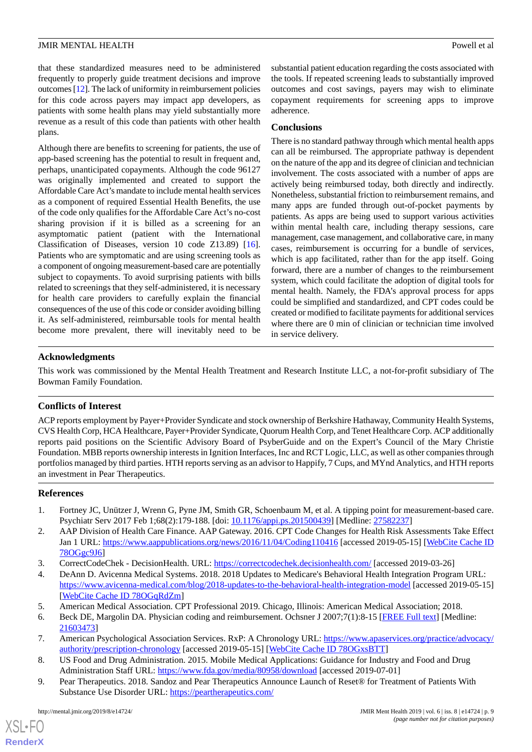that these standardized measures need to be administered frequently to properly guide treatment decisions and improve outcomes [12]. The lack of uniformity in reimbursement policies for this code across payers may impact app developers, as patients with some health plans may yield substantially more revenue as a result of this code than patients with other health plans.

Although there are benefits to screening for patients, the use of app-based screening has the potential to result in frequent and, perhaps, unanticipated copayments. Although the code 96127 was originally implemented and created to support the Affordable Care Act's mandate to include mental health services as a component of required Essential Health Benefits, the use of the code only qualifies for the Affordable Care Act's no-cost sharing provision if it is billed as a screening for an asymptomatic patient (patient with the International Classification of Diseases, version 10 code Z13.89) [16]. Patients who are symptomatic and are using screening tools as a component of ongoing measurement-based care are potentially subject to copayments. To avoid surprising patients with bills related to screenings that they self-administered, it is necessary for health care providers to carefully explain the financial consequences of the use of this code or consider avoiding billing it. As self-administered, reimbursable tools for mental health become more prevalent, there will inevitably need to be substantial patient education regarding the costs associated with the tools. If repeated screening leads to substantially improved outcomes and cost savings, payers may wish to eliminate copayment requirements for screening apps to improve adherence.

## Conclusions

There is no standard pathway through which mental health apps can all be reimbursed. The appropriate pathway is dependent on the nature of the app and its degree of clinician and technician involvement. The costs associated with a number of apps are actively being reimbursed today, both directly and indirectly. Nonetheless, substantial friction to reimbursement remains, and many apps are funded through out-of-pocket payments by patients. As apps are being used to support various activities within mental health care, including therapy sessions, care management, case management, and collaborative care, in many cases, reimbursement is occurring for a bundle of services, which is app facilitated, rather than for the app itself. Going forward, there are a number of changes to the reimbursement system, which could facilitate the adoption of digital tools for mental health. Namely, the FDA's approval process for apps could be simplified and standardized, and CPT codes could be created or modified to facilitate payments for additional services where there are 0 min of clinician or technician time involved in service delivery.

## Acknowledgments

This work was commissioned by the Mental Health Treatment and Research Institute LLC, a not-for-profit subsidiary of The Bowman Family Foundation.

## Conflicts of Interest

ACP reports employment by Payer+Provider Syndicate and stock ownership of Berkshire Hathaway, Community Health Systems, CVS Health Corp, HCA Healthcare, Payer+Provider Syndicate, Quorum Health Corp, and Tenet Healthcare Corp. ACP additionally reports paid positions on the Scientific Advisory Board of PsyberGuide and on the Expert's Council of the Mary Christie Foundation. MBB reports ownership interests in Ignition Interfaces, Inc and RCT Logic, LLC, as well as other companies through portfolios managed by third parties. HTH reports serving as an advisor to Happify, 7 Cups, and MYnd Analytics, and HTH reports an investment in Pear Therapeutics.

## References

1. Fortney JC, Unützer J, Wrenn G, Pyne JM, Smith GR, Schoenbaum M, et al. A tipping point for measurement-based care. Psychiatr Serv 2017 Feb 1;68(2):179-188. [doi: 10.1176/appi.ps.201500439] [Medline: 27582237]
2. AAP Division of Health Care Finance. AAP Gateway. 2016. CPT Code Changes for Health Risk Assessments Take Effect Jan 1 URL: https://www.aappublications.org/news/2016/11/04/Coding110416 [accessed 2019-05-15] [WebCite Cache ID 78OGgc9J6]
3. CorrectCodeChek - DecisionHealth. URL: https://correctcodechek.decisionhealth.com/ [accessed 2019-03-26]
4. DeAnn D. Avicenna Medical Systems. 2018. 2018 Updates to Medicare's Behavioral Health Integration Program URL: https://www.avicenna-medical.com/blog/2018-updates-to-the-behavioral-health-integration-model [accessed 2019-05-15] [WebCite Cache ID 78OGqRdZm]
5. American Medical Association. CPT Professional 2019. Chicago, Illinois: American Medical Association; 2018.
6. Beck DE, Margolin DA. Physician coding and reimbursement. Ochsner J 2007;7(1):8-15 [FREE Full text] [Medline: 21603473]
7. American Psychological Association Services. RxP: A Chronology URL: https://www.apaservices.org/practice/advocacy/authority/prescription-chronology [accessed 2019-05-15] [WebCite Cache ID 78OGxsBTT]
8. US Food and Drug Administration. 2015. Mobile Medical Applications: Guidance for Industry and Food and Drug Administration Staff URL: https://www.fda.gov/media/80958/download [accessed 2019-07-01]
9. Pear Therapeutics. 2018. Sandoz and Pear Therapeutics Announce Launch of Reset® for Treatment of Patients With Substance Use Disorder URL: https://peartherapeutics.com/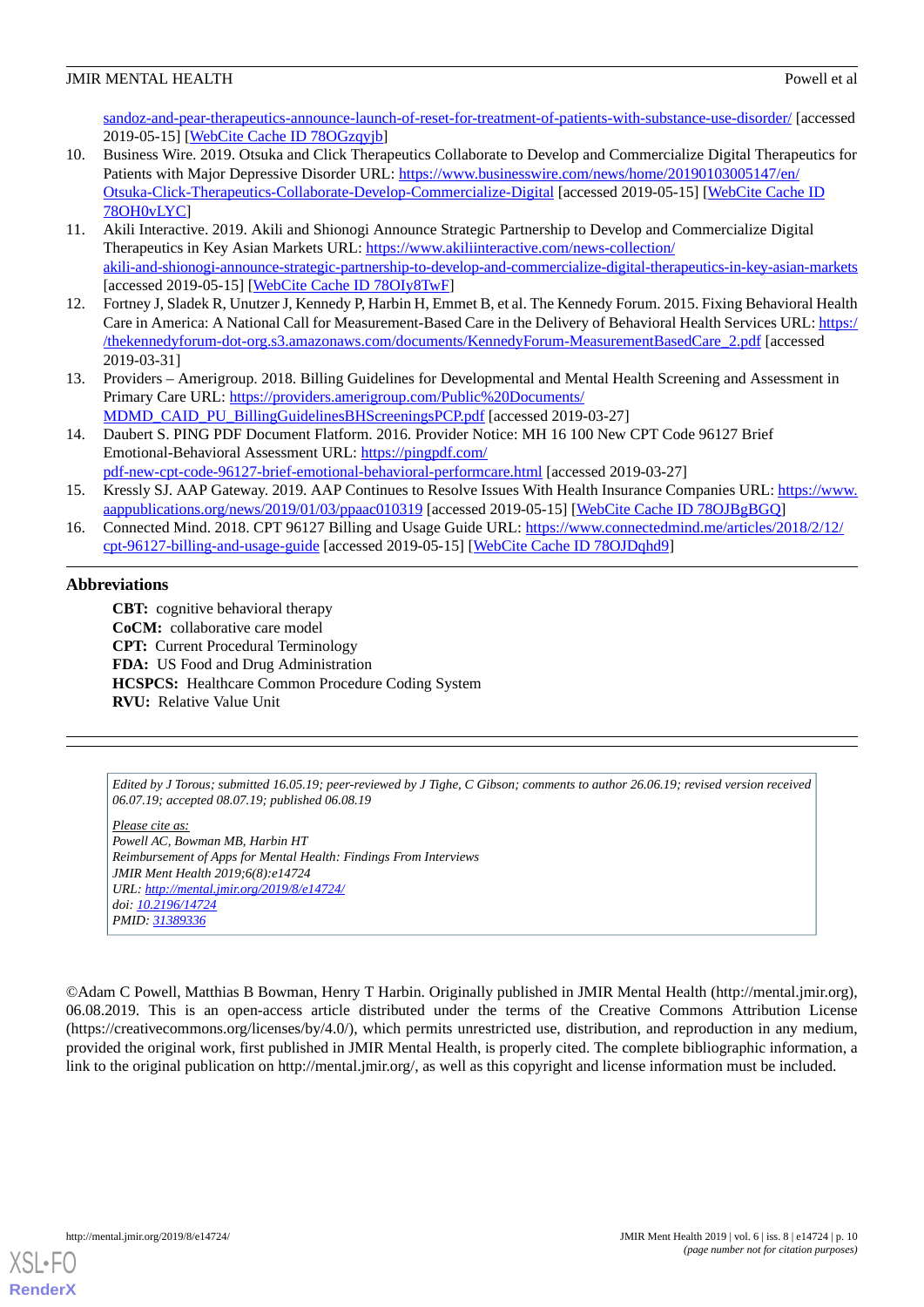sandoz-and-pear-therapeutics-announce-launch-of-reset-for-treatment-of-patients-with-substance-use-disorder/ [accessed 2019-05-15] [WebCite Cache ID 78OGzqyjb]

10. Business Wire. 2019. Otsuka and Click Therapeutics Collaborate to Develop and Commercialize Digital Therapeutics for Patients with Major Depressive Disorder URL: https://www.businesswire.com/news/home/20190103005147/en/Otsuka-Click-Therapeutics-Collaborate-Develop-Commercialize-Digital [accessed 2019-05-15] [WebCite Cache ID 78OH0vLYC]
11. Akili Interactive. 2019. Akili and Shionogi Announce Strategic Partnership to Develop and Commercialize Digital Therapeutics in Key Asian Markets URL: https://www.akiliinteractive.com/news-collection/akili-and-shionogi-announce-strategic-partnership-to-develop-and-commercialize-digital-therapeutics-in-key-asian-markets [accessed 2019-05-15] [WebCite Cache ID 78OIy8TwF]
12. Fortney J, Sladek R, Unutzer J, Kennedy P, Harbin H, Emmet B, et al. The Kennedy Forum. 2015. Fixing Behavioral Health Care in America: A National Call for Measurement-Based Care in the Delivery of Behavioral Health Services URL: https://thekennedyforum-dot-org.s3.amazonaws.com/documents/KennedyForum-MeasurementBasedCare_2.pdf [accessed 2019-03-31]
13. Providers – Amerigroup. 2018. Billing Guidelines for Developmental and Mental Health Screening and Assessment in Primary Care URL: https://providers.amerigroup.com/Public%20Documents/MDMD_CAID_PU_BillingGuidelinesBHScreeningsPCP.pdf [accessed 2019-03-27]
14. Daubert S. PING PDF Document Flatform. 2016. Provider Notice: MH 16 100 New CPT Code 96127 Brief Emotional-Behavioral Assessment URL: https://pingpdf.com/pdf-new-cpt-code-96127-brief-emotional-behavioral-performcare.html [accessed 2019-03-27]
15. Kressly SJ. AAP Gateway. 2019. AAP Continues to Resolve Issues With Health Insurance Companies URL: https://www.aappublications.org/news/2019/01/03/ppaac010319 [accessed 2019-05-15] [WebCite Cache ID 78OJBgBGQ]
16. Connected Mind. 2018. CPT 96127 Billing and Usage Guide URL: https://www.connectedmind.me/articles/2018/2/12/cpt-96127-billing-and-usage-guide [accessed 2019-05-15] [WebCite Cache ID 78OJDqhd9]

## Abbreviations

**CBT:** cognitive behavioral therapy
**CoCM:** collaborative care model
**CPT:** Current Procedural Terminology
**FDA:** US Food and Drug Administration
**HCSPCS:** Healthcare Common Procedure Coding System
**RVU:** Relative Value Unit

*Edited by J Torous; submitted 16.05.19; peer-reviewed by J Tighe, C Gibson; comments to author 26.06.19; revised version received 06.07.19; accepted 08.07.19; published 06.08.19*

*Please cite as:*
*Powell AC, Bowman MB, Harbin HT*
*Reimbursement of Apps for Mental Health: Findings From Interviews*
*JMIR Ment Health 2019;6(8):e14724*
*URL: http://mental.jmir.org/2019/8/e14724/*
*doi: 10.2196/14724*
*PMID: 31389336*

©Adam C Powell, Matthias B Bowman, Henry T Harbin. Originally published in JMIR Mental Health (http://mental.jmir.org), 06.08.2019. This is an open-access article distributed under the terms of the Creative Commons Attribution License (https://creativecommons.org/licenses/by/4.0/), which permits unrestricted use, distribution, and reproduction in any medium, provided the original work, first published in JMIR Mental Health, is properly cited. The complete bibliographic information, a link to the original publication on http://mental.jmir.org/, as well as this copyright and license information must be included.